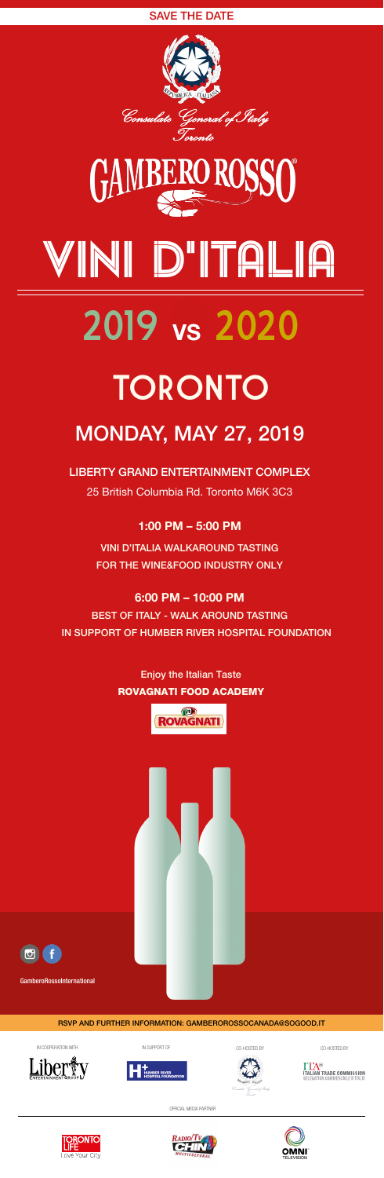SAVE THE DATE

Consulate General of Italy
Toronto

GAMBERO ROSSO®

# VINI D'ITALIA

# 2019 vs 2020

# TORONTO

## MONDAY, MAY 27, 2019

**LIBERTY GRAND ENTERTAINMENT COMPLEX**

25 British Columbia Rd. Toronto M6K 3C3

**1:00 PM – 5:00 PM**

VINI D'ITALIA WALKAROUND TASTING
FOR THE WINE&FOOD INDUSTRY ONLY

**6:00 PM – 10:00 PM**

BEST OF ITALY - WALK AROUND TASTING
IN SUPPORT OF HUMBER RIVER HOSPITAL FOUNDATION

Enjoy the Italian Taste

**ROVAGNATI FOOD ACADEMY**

ROVAGNATI

GamberoRossoInternational

RSVP AND FURTHER INFORMATION: GAMBEROROSSOCANADA@SOGOOD.IT

IN COOPERATION WITH

Liberty Entertainment Group

IN SUPPORT OF

Humber River Hospital Foundation

CO-HOSTED BY

Consulate General of Italy Toronto

CO-HOSTED BY

ITA ITALIAN TRADE COMMISSION
DELEGATION COMMERCIALE D'ITALIE

OFFICIAL MEDIA PARTNER

TORONTO LIFE Love Your City

RADIO/TV CHIN MULTICULTURAL

OMNI TELEVISION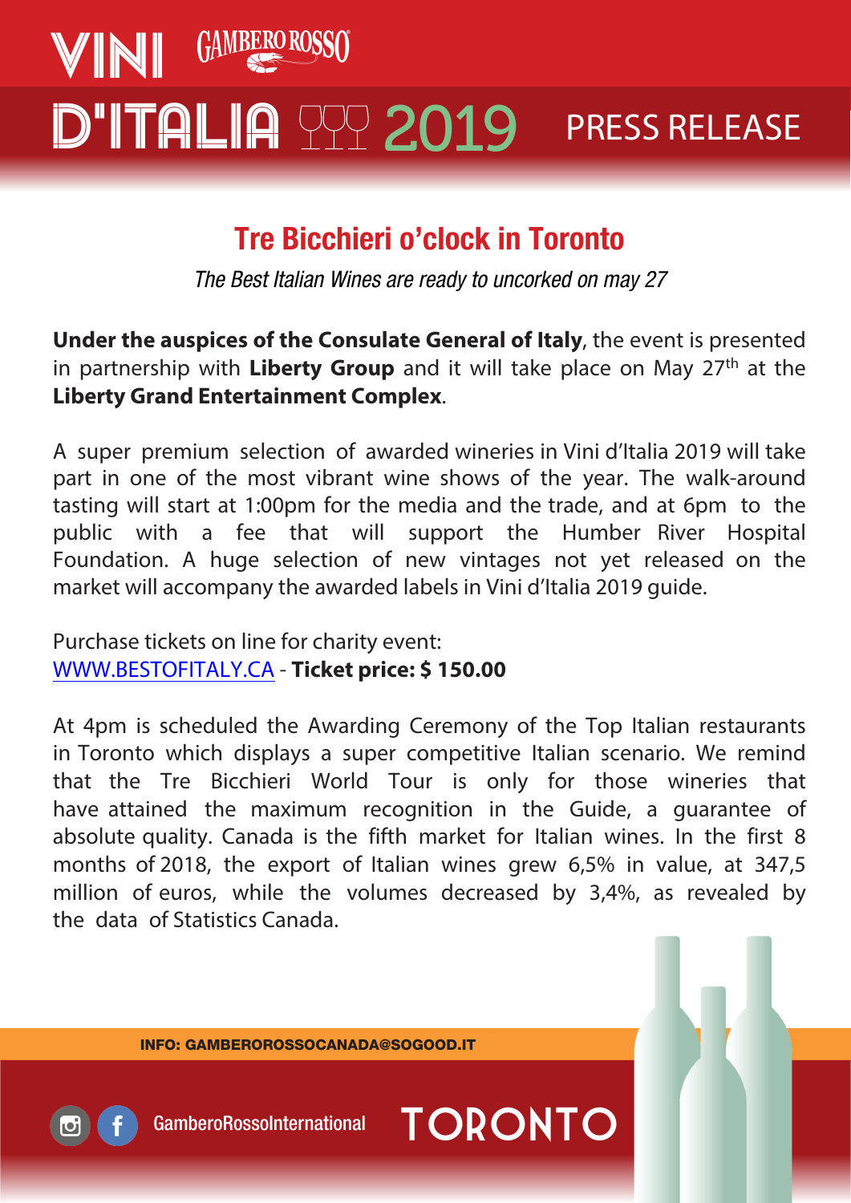VINI GAMBERO ROSSO D'ITALIA 2019 PRESS RELEASE

# Tre Bicchieri o'clock in Toronto

*The Best Italian Wines are ready to uncorked on may 27*

**Under the auspices of the Consulate General of Italy**, the event is presented in partnership with **Liberty Group** and it will take place on May 27th at the **Liberty Grand Entertainment Complex**.

A super premium selection of awarded wineries in Vini d'Italia 2019 will take part in one of the most vibrant wine shows of the year. The walk-around tasting will start at 1:00pm for the media and the trade, and at 6pm to the public with a fee that will support the Humber River Hospital Foundation. A huge selection of new vintages not yet released on the market will accompany the awarded labels in Vini d'Italia 2019 guide.

Purchase tickets on line for charity event:
WWW.BESTOFITALY.CA - **Ticket price: $ 150.00**

At 4pm is scheduled the Awarding Ceremony of the Top Italian restaurants in Toronto which displays a super competitive Italian scenario. We remind that the Tre Bicchieri World Tour is only for those wineries that have attained the maximum recognition in the Guide, a guarantee of absolute quality. Canada is the fifth market for Italian wines. In the first 8 months of 2018, the export of Italian wines grew 6,5% in value, at 347,5 million of euros, while the volumes decreased by 3,4%, as revealed by the data of Statistics Canada.

INFO: GAMBEROROSSOCANADA@SOGOOD.IT

GamberoRossoInternational

TORONTO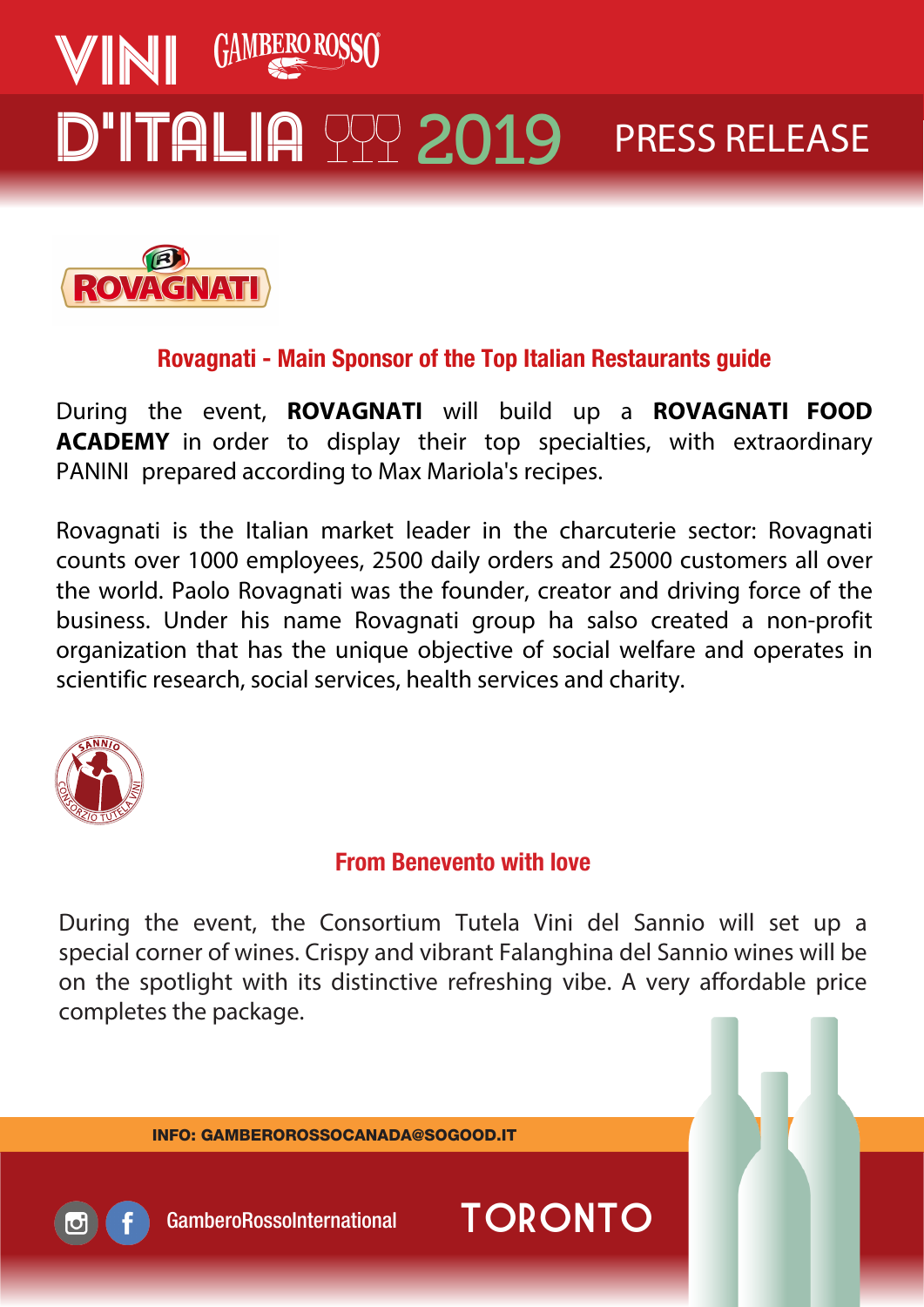# VINI GAMBERO ROSSO D'ITALIA 2019 PRESS RELEASE

ROVAGNATI

## Rovagnati - Main Sponsor of the Top Italian Restaurants guide

During the event, **ROVAGNATI** will build up a **ROVAGNATI FOOD ACADEMY** in order to display their top specialties, with extraordinary PANINI prepared according to Max Mariola's recipes.

Rovagnati is the Italian market leader in the charcuterie sector: Rovagnati counts over 1000 employees, 2500 daily orders and 25000 customers all over the world. Paolo Rovagnati was the founder, creator and driving force of the business. Under his name Rovagnati group ha salso created a non-profit organization that has the unique objective of social welfare and operates in scientific research, social services, health services and charity.

SANNIO CONSORZIO TUTELA VINI

## From Benevento with love

During the event, the Consortium Tutela Vini del Sannio will set up a special corner of wines. Crispy and vibrant Falanghina del Sannio wines will be on the spotlight with its distinctive refreshing vibe. A very affordable price completes the package.

INFO: GAMBEROROSSOCANADA@SOGOOD.IT

GamberoRossoInternational

TORONTO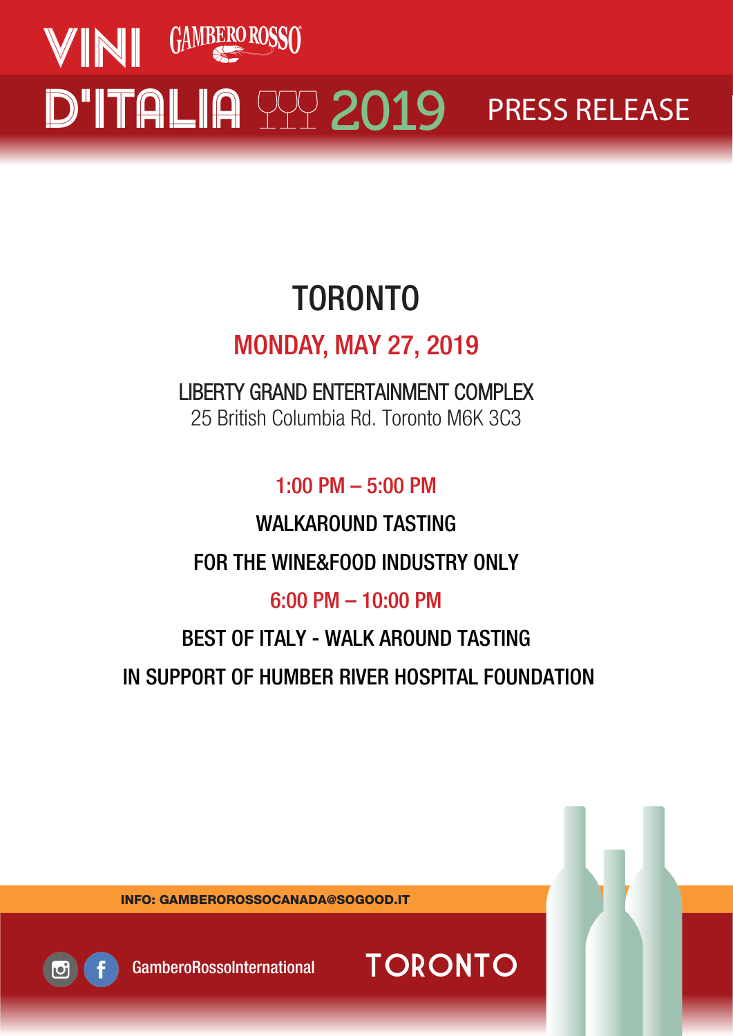# VINI D'ITALIA 2019

GAMBERO ROSSO

PRESS RELEASE

## TORONTO

### MONDAY, MAY 27, 2019

LIBERTY GRAND ENTERTAINMENT COMPLEX
25 British Columbia Rd. Toronto M6K 3C3

1:00 PM – 5:00 PM

WALKAROUND TASTING

FOR THE WINE&FOOD INDUSTRY ONLY

6:00 PM – 10:00 PM

BEST OF ITALY - WALK AROUND TASTING

IN SUPPORT OF HUMBER RIVER HOSPITAL FOUNDATION

INFO: GAMBEROROSSOCANADA@SOGOOD.IT

GamberoRossoInternational

TORONTO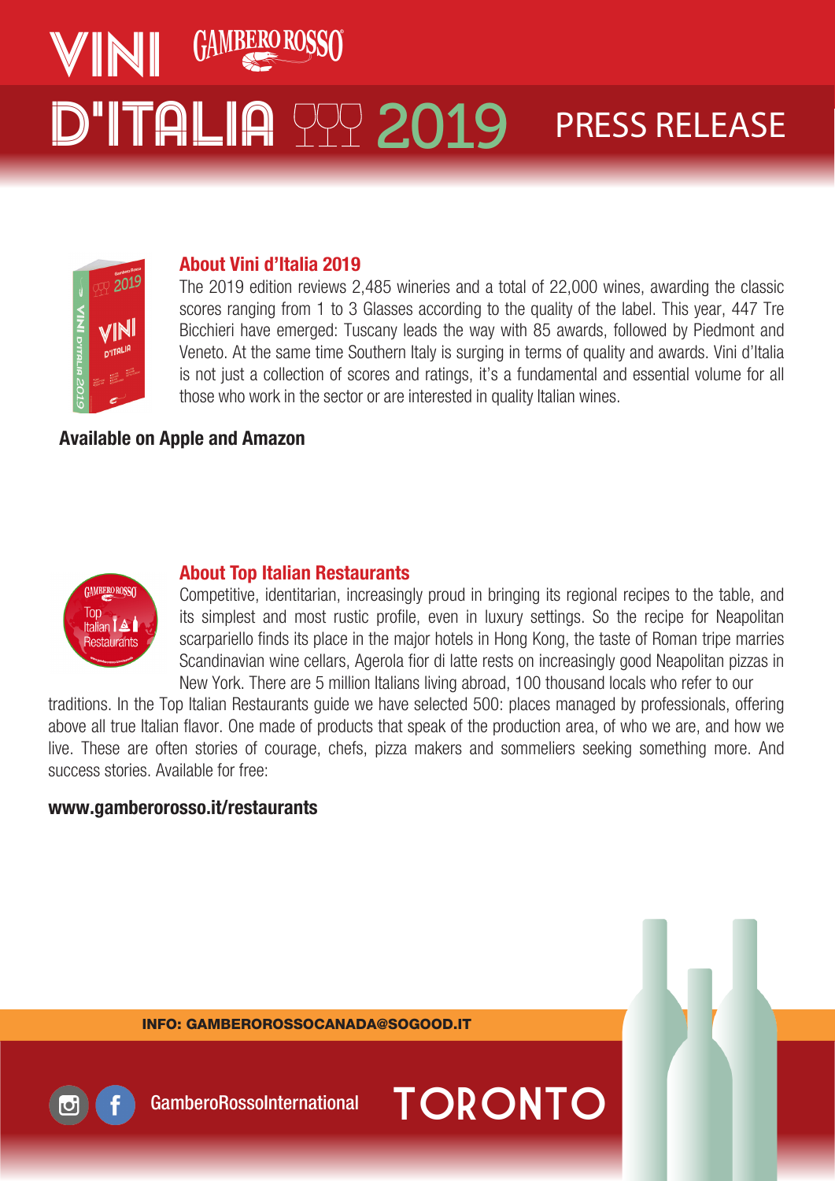# VINI GAMBERO ROSSO D'ITALIA 2019

## PRESS RELEASE

### About Vini d'Italia 2019

The 2019 edition reviews 2,485 wineries and a total of 22,000 wines, awarding the classic scores ranging from 1 to 3 Glasses according to the quality of the label. This year, 447 Tre Bicchieri have emerged: Tuscany leads the way with 85 awards, followed by Piedmont and Veneto. At the same time Southern Italy is surging in terms of quality and awards. Vini d'Italia is not just a collection of scores and ratings, it's a fundamental and essential volume for all those who work in the sector or are interested in quality Italian wines.

**Available on Apple and Amazon**

### About Top Italian Restaurants

Competitive, identitarian, increasingly proud in bringing its regional recipes to the table, and its simplest and most rustic profile, even in luxury settings. So the recipe for Neapolitan scarpariello finds its place in the major hotels in Hong Kong, the taste of Roman tripe marries Scandinavian wine cellars, Agerola fior di latte rests on increasingly good Neapolitan pizzas in New York. There are 5 million Italians living abroad, 100 thousand locals who refer to our traditions. In the Top Italian Restaurants guide we have selected 500: places managed by professionals, offering above all true Italian flavor. One made of products that speak of the production area, of who we are, and how we live. These are often stories of courage, chefs, pizza makers and sommeliers seeking something more. And success stories. Available for free:

**www.gamberorosso.it/restaurants**

INFO: GAMBEROROSSOCANADA@SOGOOD.IT

GamberoRossoInternational

TORONTO